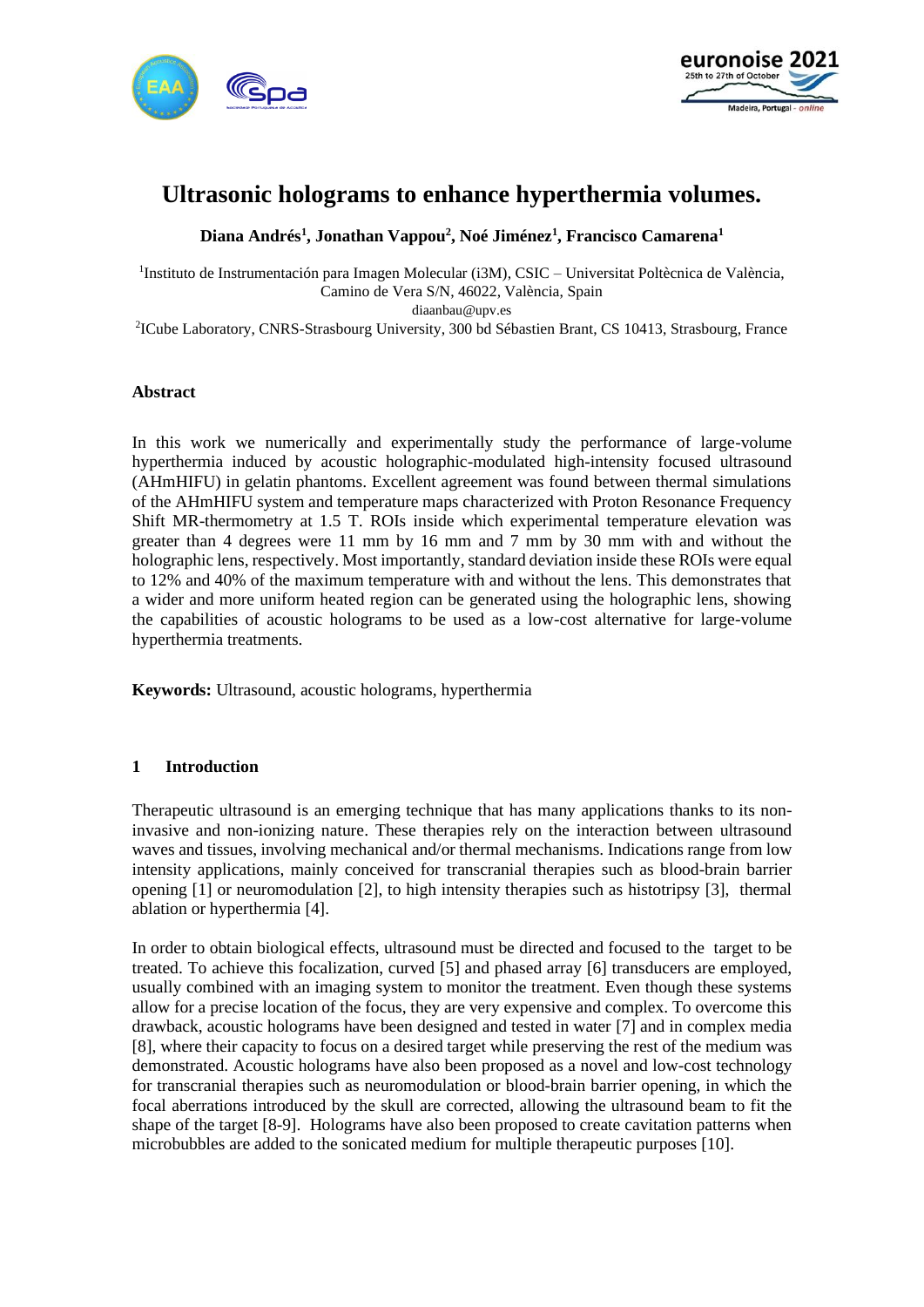# Ultrasonic holograms to enhance hyperthermia volumes.

**Diana Andrés[1], Jonathan Vappou[2], Noé Jiménez[1], Francisco Camarena[1]**

[1]Instituto de Instrumentación para Imagen Molecular (i3M), CSIC – Universitat Poltècnica de València, Camino de Vera S/N, 46022, València, Spain
diaanbau@upv.es
[2]ICube Laboratory, CNRS-Strasbourg University, 300 bd Sébastien Brant, CS 10413, Strasbourg, France

### Abstract

In this work we numerically and experimentally study the performance of large-volume hyperthermia induced by acoustic holographic-modulated high-intensity focused ultrasound (AHmHIFU) in gelatin phantoms. Excellent agreement was found between thermal simulations of the AHmHIFU system and temperature maps characterized with Proton Resonance Frequency Shift MR-thermometry at 1.5 T. ROIs inside which experimental temperature elevation was greater than 4 degrees were 11 mm by 16 mm and 7 mm by 30 mm with and without the holographic lens, respectively. Most importantly, standard deviation inside these ROIs were equal to 12% and 40% of the maximum temperature with and without the lens. This demonstrates that a wider and more uniform heated region can be generated using the holographic lens, showing the capabilities of acoustic holograms to be used as a low-cost alternative for large-volume hyperthermia treatments.

**Keywords:** Ultrasound, acoustic holograms, hyperthermia

## 1 Introduction

Therapeutic ultrasound is an emerging technique that has many applications thanks to its non-invasive and non-ionizing nature. These therapies rely on the interaction between ultrasound waves and tissues, involving mechanical and/or thermal mechanisms. Indications range from low intensity applications, mainly conceived for transcranial therapies such as blood-brain barrier opening [1] or neuromodulation [2], to high intensity therapies such as histotripsy [3], thermal ablation or hyperthermia [4].

In order to obtain biological effects, ultrasound must be directed and focused to the target to be treated. To achieve this focalization, curved [5] and phased array [6] transducers are employed, usually combined with an imaging system to monitor the treatment. Even though these systems allow for a precise location of the focus, they are very expensive and complex. To overcome this drawback, acoustic holograms have been designed and tested in water [7] and in complex media [8], where their capacity to focus on a desired target while preserving the rest of the medium was demonstrated. Acoustic holograms have also been proposed as a novel and low-cost technology for transcranial therapies such as neuromodulation or blood-brain barrier opening, in which the focal aberrations introduced by the skull are corrected, allowing the ultrasound beam to fit the shape of the target [8-9]. Holograms have also been proposed to create cavitation patterns when microbubbles are added to the sonicated medium for multiple therapeutic purposes [10].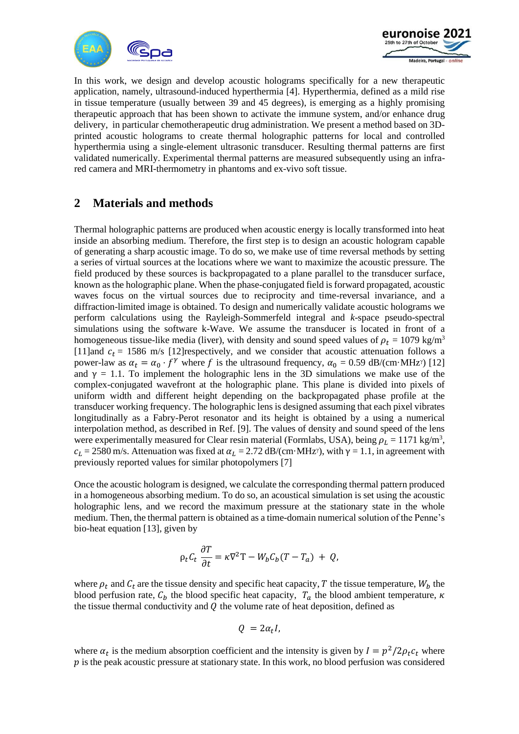In this work, we design and develop acoustic holograms specifically for a new therapeutic application, namely, ultrasound-induced hyperthermia [4]. Hyperthermia, defined as a mild rise in tissue temperature (usually between 39 and 45 degrees), is emerging as a highly promising therapeutic approach that has been shown to activate the immune system, and/or enhance drug delivery, in particular chemotherapeutic drug administration. We present a method based on 3D-printed acoustic holograms to create thermal holographic patterns for local and controlled hyperthermia using a single-element ultrasonic transducer. Resulting thermal patterns are first validated numerically. Experimental thermal patterns are measured subsequently using an infra-red camera and MRI-thermometry in phantoms and ex-vivo soft tissue.

## 2 Materials and methods

Thermal holographic patterns are produced when acoustic energy is locally transformed into heat inside an absorbing medium. Therefore, the first step is to design an acoustic hologram capable of generating a sharp acoustic image. To do so, we make use of time reversal methods by setting a series of virtual sources at the locations where we want to maximize the acoustic pressure. The field produced by these sources is backpropagated to a plane parallel to the transducer surface, known as the holographic plane. When the phase-conjugated field is forward propagated, acoustic waves focus on the virtual sources due to reciprocity and time-reversal invariance, and a diffraction-limited image is obtained. To design and numerically validate acoustic holograms we perform calculations using the Rayleigh-Sommerfeld integral and *k*-space pseudo-spectral simulations using the software k-Wave. We assume the transducer is located in front of a homogeneous tissue-like media (liver), with density and sound speed values of $\rho_t$ = 1079 kg/m$^3$ [11]and $c_t$ = 1586 m/s [12]respectively, and we consider that acoustic attenuation follows a power-law as $\alpha_t = \alpha_0 \cdot f^{\gamma}$ where $f$ is the ultrasound frequency, $\alpha_0$ = 0.59 dB/(cm·MHz$^{\gamma}$) [12] and $\gamma$ = 1.1. To implement the holographic lens in the 3D simulations we make use of the complex-conjugated wavefront at the holographic plane. This plane is divided into pixels of uniform width and different height depending on the backpropagated phase profile at the transducer working frequency. The holographic lens is designed assuming that each pixel vibrates longitudinally as a Fabry-Perot resonator and its height is obtained by a using a numerical interpolation method, as described in Ref. [9]. The values of density and sound speed of the lens were experimentally measured for Clear resin material (Formlabs, USA), being $\rho_L$ = 1171 kg/m$^3$, $c_L$ = 2580 m/s. Attenuation was fixed at $\alpha_L$ = 2.72 dB/(cm·MHz$^{\gamma}$), with $\gamma$ = 1.1, in agreement with previously reported values for similar photopolymers [7]

Once the acoustic hologram is designed, we calculate the corresponding thermal pattern produced in a homogeneous absorbing medium. To do so, an acoustical simulation is set using the acoustic holographic lens, and we record the maximum pressure at the stationary state in the whole medium. Then, the thermal pattern is obtained as a time-domain numerical solution of the Penne's bio-heat equation [13], given by

$$\rho_t C_t \frac{\partial T}{\partial t} = \kappa \nabla^2 \mathrm{T} - W_b C_b (T - T_a) + Q,$$

where $\rho_t$ and $C_t$ are the tissue density and specific heat capacity, $T$ the tissue temperature, $W_b$ the blood perfusion rate, $C_b$ the blood specific heat capacity, $T_a$ the blood ambient temperature, $\kappa$ the tissue thermal conductivity and $Q$ the volume rate of heat deposition, defined as

$$Q = 2\alpha_t I,$$

where $\alpha_t$ is the medium absorption coefficient and the intensity is given by $I = p^2/2\rho_t c_t$ where $p$ is the peak acoustic pressure at stationary state. In this work, no blood perfusion was considered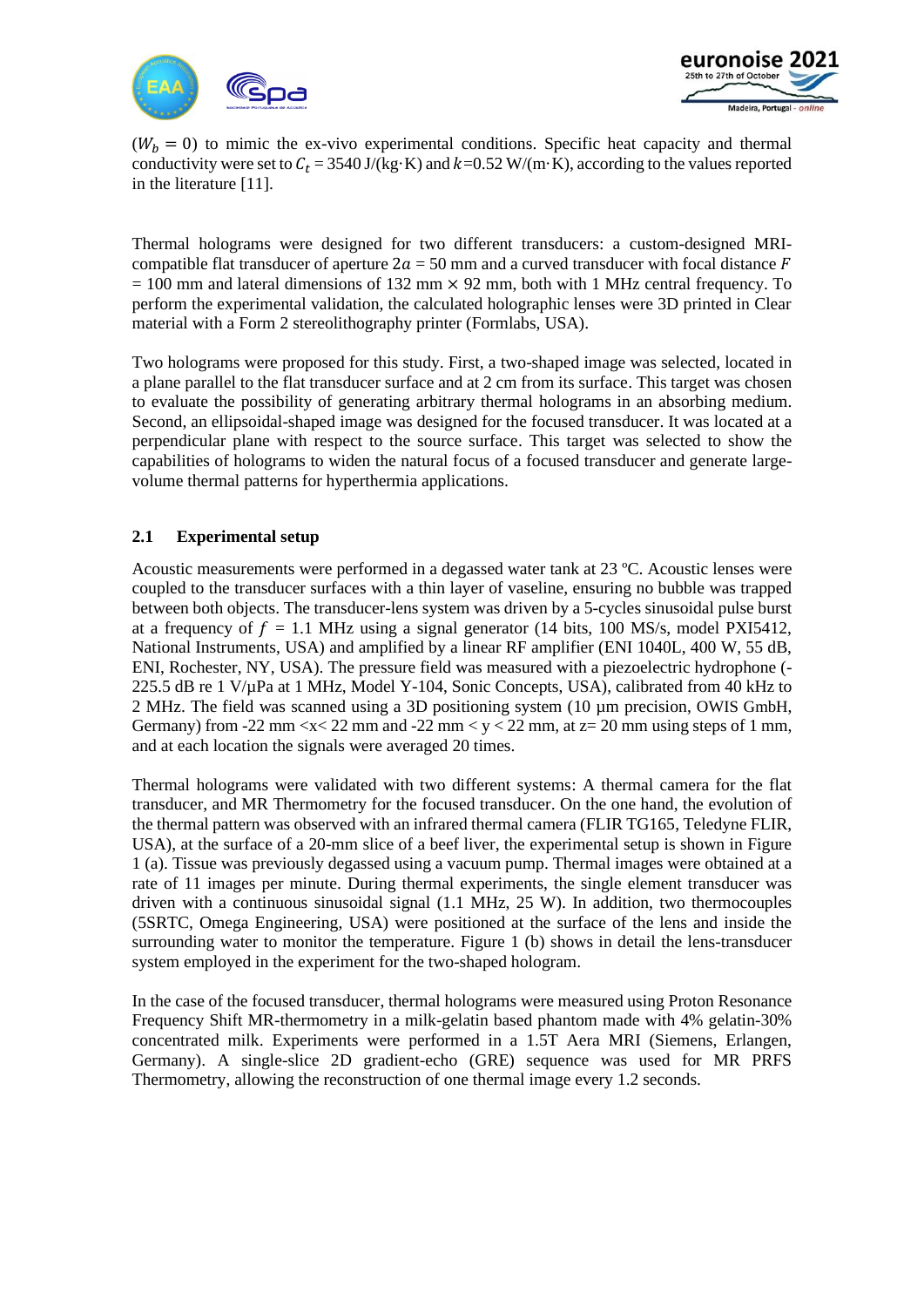($W_b = 0$) to mimic the ex-vivo experimental conditions. Specific heat capacity and thermal conductivity were set to $C_t$ = 3540 J/(kg·K) and $k$=0.52 W/(m·K), according to the values reported in the literature [11].

Thermal holograms were designed for two different transducers: a custom-designed MRI-compatible flat transducer of aperture $2a$ = 50 mm and a curved transducer with focal distance $F$ = 100 mm and lateral dimensions of 132 mm × 92 mm, both with 1 MHz central frequency. To perform the experimental validation, the calculated holographic lenses were 3D printed in Clear material with a Form 2 stereolithography printer (Formlabs, USA).

Two holograms were proposed for this study. First, a two-shaped image was selected, located in a plane parallel to the flat transducer surface and at 2 cm from its surface. This target was chosen to evaluate the possibility of generating arbitrary thermal holograms in an absorbing medium. Second, an ellipsoidal-shaped image was designed for the focused transducer. It was located at a perpendicular plane with respect to the source surface. This target was selected to show the capabilities of holograms to widen the natural focus of a focused transducer and generate large-volume thermal patterns for hyperthermia applications.

### 2.1 Experimental setup

Acoustic measurements were performed in a degassed water tank at 23 ºC. Acoustic lenses were coupled to the transducer surfaces with a thin layer of vaseline, ensuring no bubble was trapped between both objects. The transducer-lens system was driven by a 5-cycles sinusoidal pulse burst at a frequency of $f$ = 1.1 MHz using a signal generator (14 bits, 100 MS/s, model PXI5412, National Instruments, USA) and amplified by a linear RF amplifier (ENI 1040L, 400 W, 55 dB, ENI, Rochester, NY, USA). The pressure field was measured with a piezoelectric hydrophone (-225.5 dB re 1 V/µPa at 1 MHz, Model Y-104, Sonic Concepts, USA), calibrated from 40 kHz to 2 MHz. The field was scanned using a 3D positioning system (10 µm precision, OWIS GmbH, Germany) from -22 mm <x< 22 mm and -22 mm < y < 22 mm, at z= 20 mm using steps of 1 mm, and at each location the signals were averaged 20 times.

Thermal holograms were validated with two different systems: A thermal camera for the flat transducer, and MR Thermometry for the focused transducer. On the one hand, the evolution of the thermal pattern was observed with an infrared thermal camera (FLIR TG165, Teledyne FLIR, USA), at the surface of a 20-mm slice of a beef liver, the experimental setup is shown in Figure 1 (a). Tissue was previously degassed using a vacuum pump. Thermal images were obtained at a rate of 11 images per minute. During thermal experiments, the single element transducer was driven with a continuous sinusoidal signal (1.1 MHz, 25 W). In addition, two thermocouples (5SRTC, Omega Engineering, USA) were positioned at the surface of the lens and inside the surrounding water to monitor the temperature. Figure 1 (b) shows in detail the lens-transducer system employed in the experiment for the two-shaped hologram.

In the case of the focused transducer, thermal holograms were measured using Proton Resonance Frequency Shift MR-thermometry in a milk-gelatin based phantom made with 4% gelatin-30% concentrated milk. Experiments were performed in a 1.5T Aera MRI (Siemens, Erlangen, Germany). A single-slice 2D gradient-echo (GRE) sequence was used for MR PRFS Thermometry, allowing the reconstruction of one thermal image every 1.2 seconds.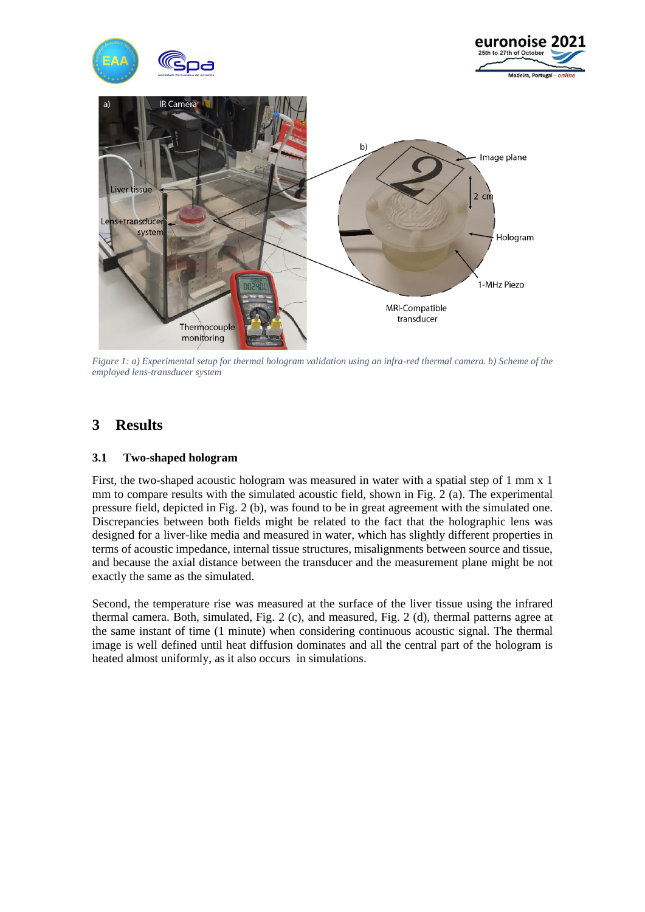*Figure 1: a) Experimental setup for thermal hologram validation using an infra-red thermal camera. b) Scheme of the employed lens-transducer system*

## 3 Results

### 3.1 Two-shaped hologram

First, the two-shaped acoustic hologram was measured in water with a spatial step of 1 mm x 1 mm to compare results with the simulated acoustic field, shown in Fig. 2 (a). The experimental pressure field, depicted in Fig. 2 (b), was found to be in great agreement with the simulated one. Discrepancies between both fields might be related to the fact that the holographic lens was designed for a liver-like media and measured in water, which has slightly different properties in terms of acoustic impedance, internal tissue structures, misalignments between source and tissue, and because the axial distance between the transducer and the measurement plane might be not exactly the same as the simulated.

Second, the temperature rise was measured at the surface of the liver tissue using the infrared thermal camera. Both, simulated, Fig. 2 (c), and measured, Fig. 2 (d), thermal patterns agree at the same instant of time (1 minute) when considering continuous acoustic signal. The thermal image is well defined until heat diffusion dominates and all the central part of the hologram is heated almost uniformly, as it also occurs in simulations.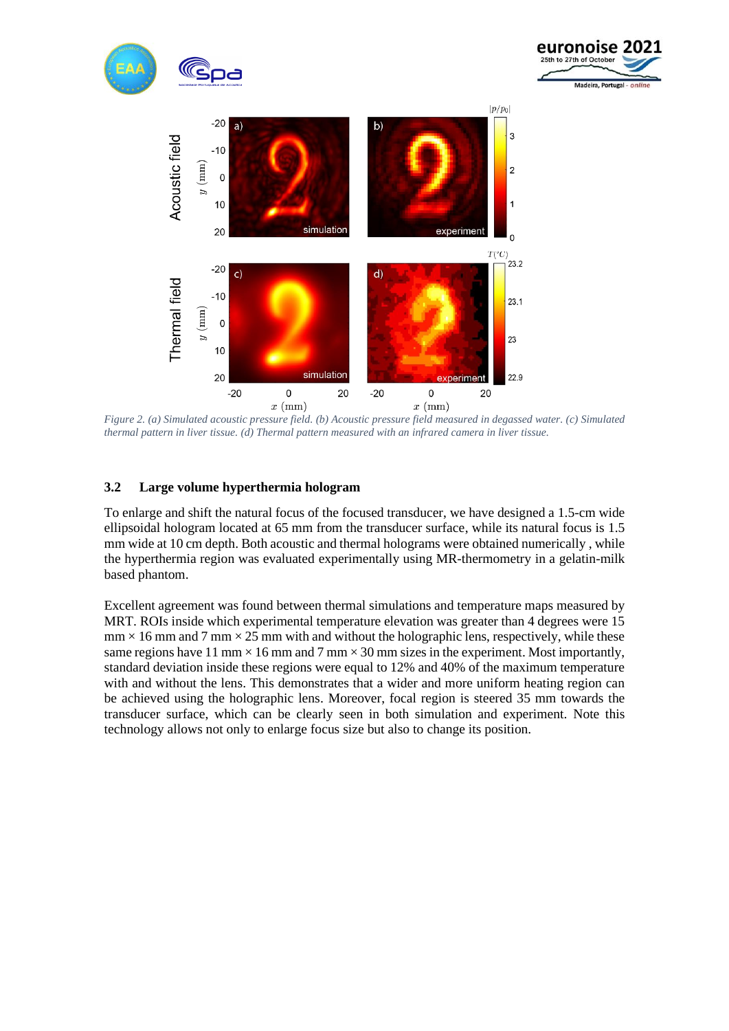*Figure 2. (a) Simulated acoustic pressure field. (b) Acoustic pressure field measured in degassed water. (c) Simulated thermal pattern in liver tissue. (d) Thermal pattern measured with an infrared camera in liver tissue.*

### 3.2 Large volume hyperthermia hologram

To enlarge and shift the natural focus of the focused transducer, we have designed a 1.5-cm wide ellipsoidal hologram located at 65 mm from the transducer surface, while its natural focus is 1.5 mm wide at 10 cm depth. Both acoustic and thermal holograms were obtained numerically , while the hyperthermia region was evaluated experimentally using MR-thermometry in a gelatin-milk based phantom.

Excellent agreement was found between thermal simulations and temperature maps measured by MRT. ROIs inside which experimental temperature elevation was greater than 4 degrees were 15 mm × 16 mm and 7 mm × 25 mm with and without the holographic lens, respectively, while these same regions have 11 mm × 16 mm and 7 mm × 30 mm sizes in the experiment. Most importantly, standard deviation inside these regions were equal to 12% and 40% of the maximum temperature with and without the lens. This demonstrates that a wider and more uniform heating region can be achieved using the holographic lens. Moreover, focal region is steered 35 mm towards the transducer surface, which can be clearly seen in both simulation and experiment. Note this technology allows not only to enlarge focus size but also to change its position.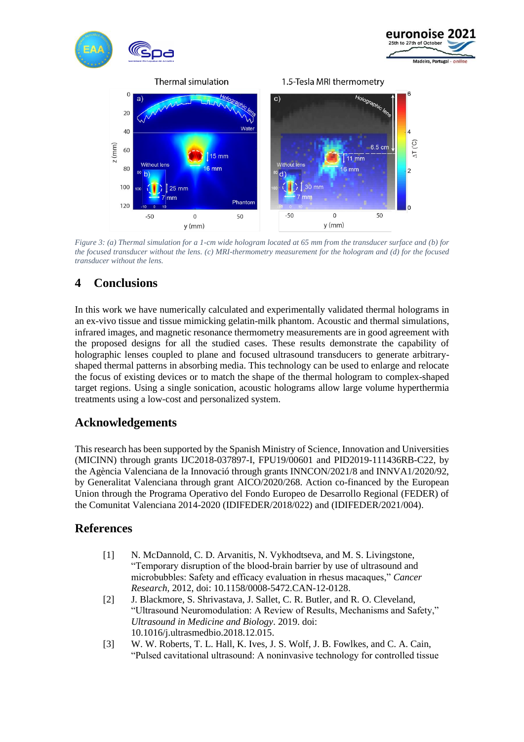*Figure 3: (a) Thermal simulation for a 1-cm wide hologram located at 65 mm from the transducer surface and (b) for the focused transducer without the lens. (c) MRI-thermometry measurement for the hologram and (d) for the focused transducer without the lens.*

## 4 Conclusions

In this work we have numerically calculated and experimentally validated thermal holograms in an ex-vivo tissue and tissue mimicking gelatin-milk phantom. Acoustic and thermal simulations, infrared images, and magnetic resonance thermometry measurements are in good agreement with the proposed designs for all the studied cases. These results demonstrate the capability of holographic lenses coupled to plane and focused ultrasound transducers to generate arbitrary-shaped thermal patterns in absorbing media. This technology can be used to enlarge and relocate the focus of existing devices or to match the shape of the thermal hologram to complex-shaped target regions. Using a single sonication, acoustic holograms allow large volume hyperthermia treatments using a low-cost and personalized system.

## Acknowledgements

This research has been supported by the Spanish Ministry of Science, Innovation and Universities (MICINN) through grants IJC2018-037897-I, FPU19/00601 and PID2019-111436RB-C22, by the Agència Valenciana de la Innovació through grants INNCON/2021/8 and INNVA1/2020/92, by Generalitat Valenciana through grant AICO/2020/268. Action co-financed by the European Union through the Programa Operativo del Fondo Europeo de Desarrollo Regional (FEDER) of the Comunitat Valenciana 2014-2020 (IDIFEDER/2018/022) and (IDIFEDER/2021/004).

## References

[1] N. McDannold, C. D. Arvanitis, N. Vykhodtseva, and M. S. Livingstone, "Temporary disruption of the blood-brain barrier by use of ultrasound and microbubbles: Safety and efficacy evaluation in rhesus macaques," *Cancer Research*, 2012, doi: 10.1158/0008-5472.CAN-12-0128.

[2] J. Blackmore, S. Shrivastava, J. Sallet, C. R. Butler, and R. O. Cleveland, "Ultrasound Neuromodulation: A Review of Results, Mechanisms and Safety," *Ultrasound in Medicine and Biology*. 2019. doi: 10.1016/j.ultrasmedbio.2018.12.015.

[3] W. W. Roberts, T. L. Hall, K. Ives, J. S. Wolf, J. B. Fowlkes, and C. A. Cain, "Pulsed cavitational ultrasound: A noninvasive technology for controlled tissue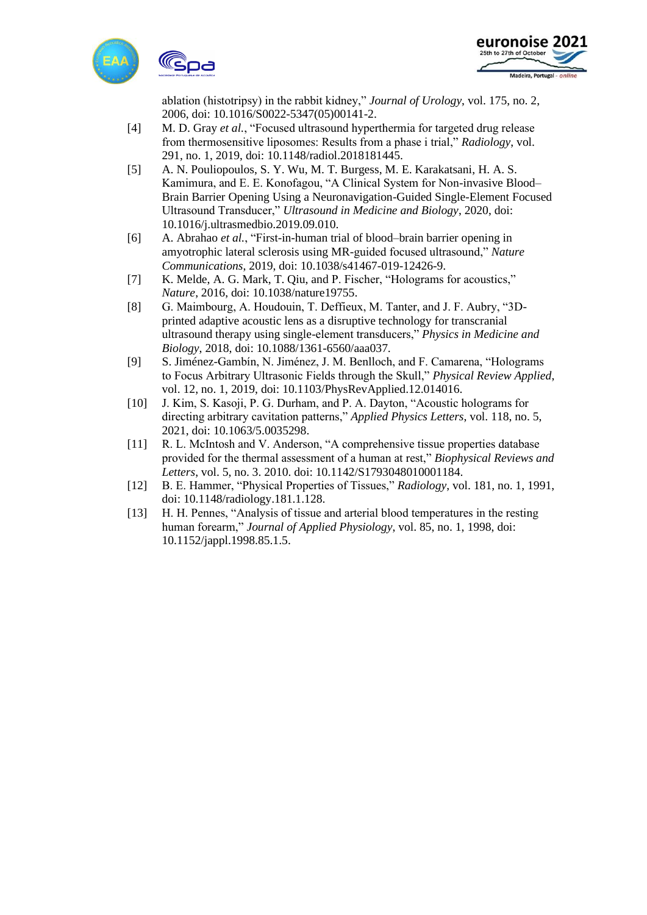ablation (histotripsy) in the rabbit kidney," *Journal of Urology*, vol. 175, no. 2, 2006, doi: 10.1016/S0022-5347(05)00141-2.

[4] M. D. Gray *et al.*, "Focused ultrasound hyperthermia for targeted drug release from thermosensitive liposomes: Results from a phase i trial," *Radiology*, vol. 291, no. 1, 2019, doi: 10.1148/radiol.2018181445.

[5] A. N. Pouliopoulos, S. Y. Wu, M. T. Burgess, M. E. Karakatsani, H. A. S. Kamimura, and E. E. Konofagou, "A Clinical System for Non-invasive Blood–Brain Barrier Opening Using a Neuronavigation-Guided Single-Element Focused Ultrasound Transducer," *Ultrasound in Medicine and Biology*, 2020, doi: 10.1016/j.ultrasmedbio.2019.09.010.

[6] A. Abrahao *et al.*, "First-in-human trial of blood–brain barrier opening in amyotrophic lateral sclerosis using MR-guided focused ultrasound," *Nature Communications*, 2019, doi: 10.1038/s41467-019-12426-9.

[7] K. Melde, A. G. Mark, T. Qiu, and P. Fischer, "Holograms for acoustics," *Nature*, 2016, doi: 10.1038/nature19755.

[8] G. Maimbourg, A. Houdouin, T. Deffieux, M. Tanter, and J. F. Aubry, "3D-printed adaptive acoustic lens as a disruptive technology for transcranial ultrasound therapy using single-element transducers," *Physics in Medicine and Biology*, 2018, doi: 10.1088/1361-6560/aaa037.

[9] S. Jiménez-Gambín, N. Jiménez, J. M. Benlloch, and F. Camarena, "Holograms to Focus Arbitrary Ultrasonic Fields through the Skull," *Physical Review Applied*, vol. 12, no. 1, 2019, doi: 10.1103/PhysRevApplied.12.014016.

[10] J. Kim, S. Kasoji, P. G. Durham, and P. A. Dayton, "Acoustic holograms for directing arbitrary cavitation patterns," *Applied Physics Letters*, vol. 118, no. 5, 2021, doi: 10.1063/5.0035298.

[11] R. L. McIntosh and V. Anderson, "A comprehensive tissue properties database provided for the thermal assessment of a human at rest," *Biophysical Reviews and Letters*, vol. 5, no. 3. 2010. doi: 10.1142/S1793048010001184.

[12] B. E. Hammer, "Physical Properties of Tissues," *Radiology*, vol. 181, no. 1, 1991, doi: 10.1148/radiology.181.1.128.

[13] H. H. Pennes, "Analysis of tissue and arterial blood temperatures in the resting human forearm," *Journal of Applied Physiology*, vol. 85, no. 1, 1998, doi: 10.1152/jappl.1998.85.1.5.